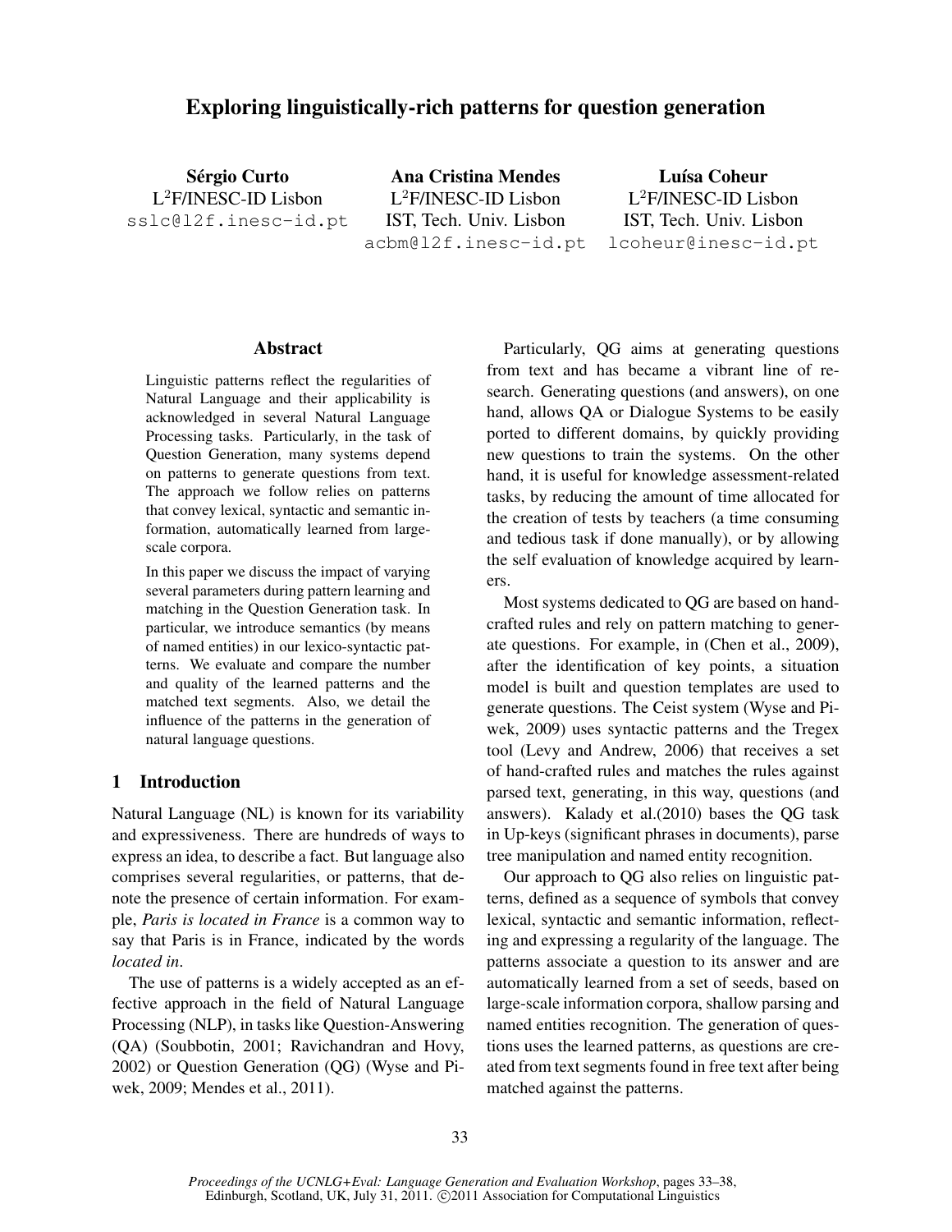# Exploring linguistically-rich patterns for question generation

**Sérgio Curto**
L[2]F/INESC-ID Lisbon
sslc@l2f.inesc-id.pt

**Ana Cristina Mendes**
L[2]F/INESC-ID Lisbon
IST, Tech. Univ. Lisbon
acbm@l2f.inesc-id.pt

**Luísa Coheur**
L[2]F/INESC-ID Lisbon
IST, Tech. Univ. Lisbon
lcoheur@inesc-id.pt

## Abstract

Linguistic patterns reflect the regularities of Natural Language and their applicability is acknowledged in several Natural Language Processing tasks. Particularly, in the task of Question Generation, many systems depend on patterns to generate questions from text. The approach we follow relies on patterns that convey lexical, syntactic and semantic information, automatically learned from large-scale corpora.

In this paper we discuss the impact of varying several parameters during pattern learning and matching in the Question Generation task. In particular, we introduce semantics (by means of named entities) in our lexico-syntactic patterns. We evaluate and compare the number and quality of the learned patterns and the matched text segments. Also, we detail the influence of the patterns in the generation of natural language questions.

## 1 Introduction

Natural Language (NL) is known for its variability and expressiveness. There are hundreds of ways to express an idea, to descrike a fact. But language also comprises several regularities, or patterns, that denote the presence of certain information. For example, *Paris is located in France* is a common way to say that Paris is in France, indicated by the words *located in*.

The use of patterns is a widely accepted as an effective approach in the field of Natural Language Processing (NLP), in tasks like Question-Answering (QA) (Soubbotin, 2001; Ravichandran and Hovy, 2002) or Question Generation (QG) (Wyse and Piwek, 2009; Mendes et al., 2011).

Particularly, QG aims at generating questions from text and has became a vibrant line of research. Generating questions (and answers), on one hand, allows QA or Dialogue Systems to be easily ported to different domains, by quickly providing new questions to train the systems. On the other hand, it is useful for knowledge assessment-related tasks, by reducing the amount of time allocated for the creation of tests by teachers (a time consuming and tedious task if done manually), or by allowing the self evaluation of knowledge acquired by learners.

Most systems dedicated to QG are based on hand-crafted rules and rely on pattern matching to generate questions. For example, in (Chen et al., 2009), after the identification of key points, a situation model is built and question templates are used to generate questions. The Ceist system (Wyse and Piwek, 2009) uses syntactic patterns and the Tregex tool (Levy and Andrew, 2006) that receives a set of hand-crafted rules and matches the rules against parsed text, generating, in this way, questions (and answers). Kalady et al.(2010) bases the QG task in Up-keys (significant phrases in documents), parse tree manipulation and named entity recognition.

Our approach to QG also relies on linguistic patterns, defined as a sequence of symbols that convey lexical, syntactic and semantic information, reflecting and expressing a regularity of the language. The patterns associate a question to its answer and are automatically learned from a set of seeds, based on large-scale information corpora, shallow parsing and named entities recognition. The generation of questions uses the learned patterns, as questions are created from text segments found in free text after being matched against the patterns.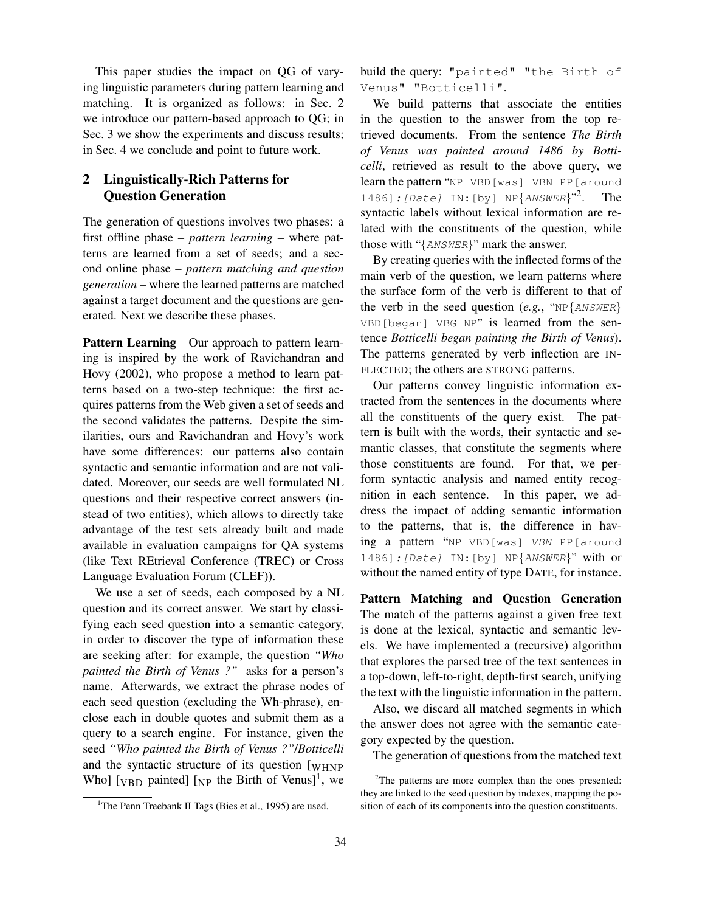This paper studies the impact on QG of varying linguistic parameters during pattern learning and matching. It is organized as follows: in Sec. 2 we introduce our pattern-based approach to QG; in Sec. 3 we show the experiments and discuss results; in Sec. 4 we conclude and point to future work.

## 2 Linguistically-Rich Patterns for Question Generation

The generation of questions involves two phases: a first offline phase – *pattern learning* – where patterns are learned from a set of seeds; and a second online phase – *pattern matching and question generation* – where the learned patterns are matched against a target document and the questions are generated. Next we describe these phases.

**Pattern Learning** Our approach to pattern learning is inspired by the work of Ravichandran and Hovy (2002), who propose a method to learn patterns based on a two-step technique: the first acquires patterns from the Web given a set of seeds and the second validates the patterns. Despite the similarities, ours and Ravichandran and Hovy's work have some differences: our patterns also contain syntactic and semantic information and are not validated. Moreover, our seeds are well formulated NL questions and their respective correct answers (instead of two entities), which allows to directly take advantage of the test sets already built and made available in evaluation campaigns for QA systems (like Text REtrieval Conference (TREC) or Cross Language Evaluation Forum (CLEF)).

We use a set of seeds, each composed by a NL question and its correct answer. We start by classifying each seed question into a semantic category, in order to discover the type of information these are seeking after: for example, the question *"Who painted the Birth of Venus ?"* asks for a person's name. Afterwards, we extract the phrase nodes of each seed question (excluding the Wh-phrase), enclose each in double quotes and submit them as a query to a search engine. For instance, given the seed *"Who painted the Birth of Venus ?"/Botticelli* and the syntactic structure of its question [$_{\text{WHNP}}$ Who] [$_{\text{VBD}}$ painted] [$_{\text{NP}}$ the Birth of Venus][1], we build the query: `"painted" "the Birth of Venus" "Botticelli"`.

We build patterns that associate the entities in the question to the answer from the top retrieved documents. From the sentence *The Birth of Venus was painted around 1486 by Botticelli*, retrieved as result to the above query, we learn the pattern "`NP VBD[was] VBN PP[around 1486]`*`:[Date]`* `IN:[by] NP{`*`ANSWER`*`}`"[2]. The syntactic labels without lexical information are related with the constituents of the question, while those with "{*ANSWER*}" mark the answer.

By creating queries with the inflected forms of the main verb of the question, we learn patterns where the surface form of the verb is different to that of the verb in the seed question (*e.g.*, "`NP{`*`ANSWER`*`} VBD[began] VBG NP`" is learned from the sentence *Botticelli began painting the Birth of Venus*). The patterns generated by verb inflection are INFLECTED; the others are STRONG patterns.

Our patterns convey linguistic information extracted from the sentences in the documents where all the constituents of the query exist. The pattern is built with the words, their syntactic and semantic classes, that constitute the segments where those constituents are found. For that, we perform syntactic analysis and named entity recognition in each sentence. In this paper, we address the impact of adding semantic information to the patterns, that is, the difference in having a pattern "`NP VBD[was]` *`VBN`* `PP[around 1486]`*`:[Date]`* `IN:[by] NP{`*`ANSWER`*`}`" with or without the named entity of type DATE, for instance.

**Pattern Matching and Question Generation** The match of the patterns against a given free text is done at the lexical, syntactic and semantic levels. We have implemented a (recursive) algorithm that explores the parsed tree of the text sentences in a top-down, left-to-right, depth-first search, unifying the text with the linguistic information in the pattern.

Also, we discard all matched segments in which the answer does not agree with the semantic category expected by the question.

The generation of questions from the matched text

[1] The Penn Treebank II Tags (Bies et al., 1995) are used.

[2] The patterns are more complex than the ones presented: they are linked to the seed question by indexes, mapping the position of each of its components into the question constituents.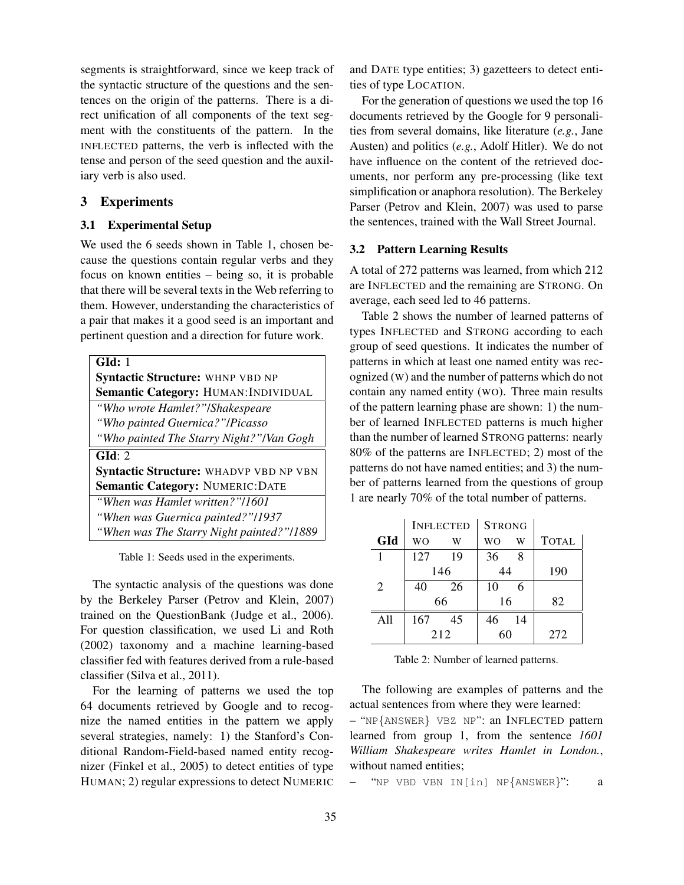segments is straightforward, since we keep track of the syntactic structure of the questions and the sentences on the origin of the patterns. There is a direct unification of all components of the text segment with the constituents of the pattern. In the INFLECTED patterns, the verb is inflected with the tense and person of the seed question and the auxiliary verb is also used.

## 3 Experiments

### 3.1 Experimental Setup

We used the 6 seeds shown in Table 1, chosen because the questions contain regular verbs and they focus on known entities – being so, it is probable that there will be several texts in the Web referring to them. However, understanding the characteristics of a pair that makes it a good seed is an important and pertinent question and a direction for future work.

| **GId:** 1 |
|---|
| **Syntactic Structure:** WHNP VBD NP |
| **Semantic Category:** HUMAN:INDIVIDUAL |
| *"Who wrote Hamlet?"/Shakespeare* |
| *"Who painted Guernica?"/Picasso* |
| *"Who painted The Starry Night?"/Van Gogh* |
| **GId:** 2 |
| **Syntactic Structure:** WHADVP VBD NP VBN |
| **Semantic Category:** NUMERIC:DATE |
| *"When was Hamlet written?"/1601* |
| *"When was Guernica painted?"/1937* |
| *"When was The Starry Night painted?"/1889* |

Table 1: Seeds used in the experiments.

The syntactic analysis of the questions was done by the Berkeley Parser (Petrov and Klein, 2007) trained on the QuestionBank (Judge et al., 2006). For question classification, we used Li and Roth (2002) taxonomy and a machine learning-based classifier fed with features derived from a rule-based classifier (Silva et al., 2011).

For the learning of patterns we used the top 64 documents retrieved by Google and to recognize the named entities in the pattern we apply several strategies, namely: 1) the Stanford's Conditional Random-Field-based named entity recognizer (Finkel et al., 2005) to detect entities of type HUMAN; 2) regular expressions to detect NUMERIC and DATE type entities; 3) gazetteers to detect entities of type LOCATION.

For the generation of questions we used the top 16 documents retrieved by the Google for 9 personalities from several domains, like literature (*e.g.*, Jane Austen) and politics (*e.g.*, Adolf Hitler). We do not have influence on the content of the retrieved documents, nor perform any pre-processing (like text simplification or anaphora resolution). The Berkeley Parser (Petrov and Klein, 2007) was used to parse the sentences, trained with the Wall Street Journal.

### 3.2 Pattern Learning Results

A total of 272 patterns was learned, from which 212 are INFLECTED and the remaining are STRONG. On average, each seed led to 46 patterns.

Table 2 shows the number of learned patterns of types INFLECTED and STRONG according to each group of seed questions. It indicates the number of patterns in which at least one named entity was recognized (W) and the number of patterns which do not contain any named entity (WO). Three main results of the pattern learning phase are shown: 1) the number of learned INFLECTED patterns is much higher than the number of learned STRONG patterns: nearly 80% of the patterns are INFLECTED; 2) most of the patterns do not have named entities; and 3) the number of patterns learned from the questions of group 1 are nearly 70% of the total number of patterns.

| | INFLECTED | | STRONG | | |
|---|---|---|---|---|---|
| **GId** | WO | W | WO | W | TOTAL |
| 1 | 127 | 19 | 36 | 8 | |
| | 146 | | 44 | | 190 |
| 2 | 40 | 26 | 10 | 6 | |
| | 66 | | 16 | | 82 |
| All | 167 | 45 | 46 | 14 | |
| | 212 | | 60 | | 272 |

Table 2: Number of learned patterns.

The following are examples of patterns and the actual sentences from where they were learned:

– "NP{ANSWER} VBZ NP": an INFLECTED pattern learned from group 1, from the sentence *1601 William Shakespeare writes Hamlet in London.*, without named entities;

– "NP VBD VBN IN[in] NP{ANSWER}": a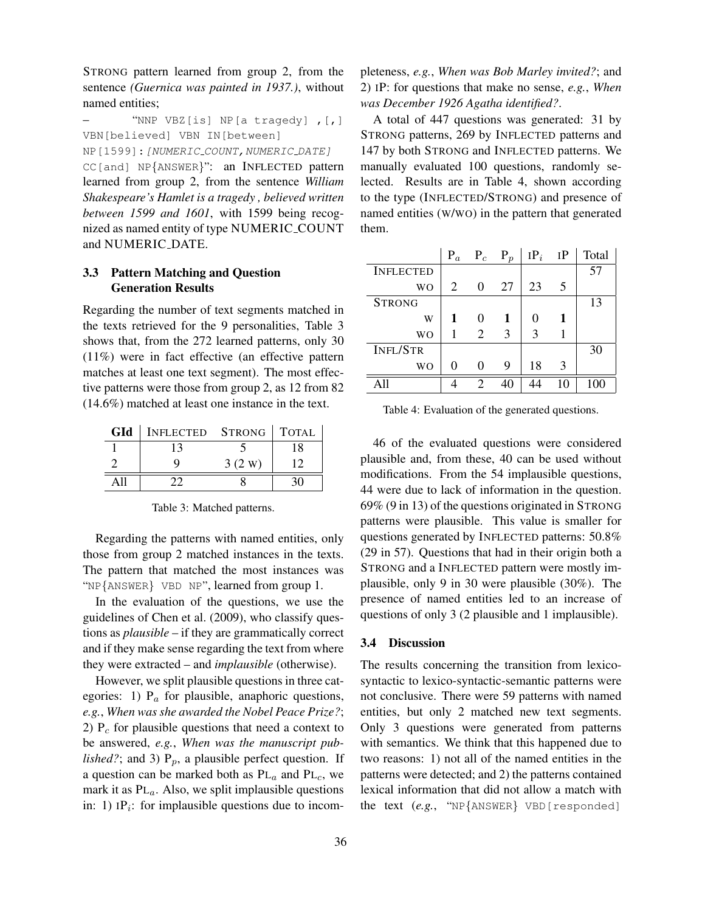STRONG pattern learned from group 2, from the sentence *(Guernica was painted in 1937.)*, without named entities;

– "NNP VBZ[is] NP[a tragedy] ,[,] VBN[believed] VBN IN[between] NP[1599]:*[NUMERIC_COUNT,NUMERIC_DATE]* CC[and] NP{ANSWER}": an INFLECTED pattern learned from group 2, from the sentence *William Shakespeare's Hamlet is a tragedy , believed written between 1599 and 1601*, with 1599 being recognized as named entity of type NUMERIC_COUNT and NUMERIC_DATE.

### 3.3 Pattern Matching and Question Generation Results

Regarding the number of text segments matched in the texts retrieved for the 9 personalities, Table 3 shows that, from the 272 learned patterns, only 30 (11%) were in fact effective (an effective pattern matches at least one text segment). The most effective patterns were those from group 2, as 12 from 82 (14.6%) matched at least one instance in the text.

| GId | INFLECTED | STRONG | TOTAL |
|---|---|---|---|
| 1 | 13 | 5 | 18 |
| 2 | 9 | 3 (2 W) | 12 |
| All | 22 | 8 | 30 |

Table 3: Matched patterns.

Regarding the patterns with named entities, only those from group 2 matched instances in the texts. The pattern that matched the most instances was "NP{ANSWER} VBD NP", learned from group 1.

In the evaluation of the questions, we use the guidelines of Chen et al. (2009), who classify questions as *plausible* – if they are grammatically correct and if they make sense regarding the text from where they were extracted – and *implausible* (otherwise).

However, we split plausible questions in three categories: 1) $P_a$ for plausible, anaphoric questions, *e.g.*, *When was she awarded the Nobel Peace Prize?*; 2) $P_c$ for plausible questions that need a context to be answered, *e.g.*, *When was the manuscript published?*; and 3) $P_p$, a plausible perfect question. If a question can be marked both as $PL_a$ and $PL_c$, we mark it as $PL_a$. Also, we split implausible questions in: 1) $IP_i$: for implausible questions due to incompleteness, *e.g.*, *When was Bob Marley invited?*; and 2) IP: for questions that make no sense, *e.g.*, *When was December 1926 Agatha identified?*.

A total of 447 questions was generated: 31 by STRONG patterns, 269 by INFLECTED patterns and 147 by both STRONG and INFLECTED patterns. We manually evaluated 100 questions, randomly selected. Results are in Table 4, shown according to the type (INFLECTED/STRONG) and presence of named entities (W/WO) in the pattern that generated them.

| | $P_a$ | $P_c$ | $P_p$ | $IP_i$ | IP | Total |
|---|---|---|---|---|---|---|
| INFLECTED | | | | | | 57 |
| WO | 2 | 0 | 27 | 23 | 5 | |
| STRONG | | | | | | 13 |
| W | **1** | 0 | **1** | 0 | **1** | |
| WO | 1 | 2 | 3 | 3 | 1 | |
| INFL/STR | | | | | | 30 |
| WO | 0 | 0 | 9 | 18 | 3 | |
| All | 4 | 2 | 40 | 44 | 10 | 100 |

Table 4: Evaluation of the generated questions.

46 of the evaluated questions were considered plausible and, from these, 40 can be used without modifications. From the 54 implausible questions, 44 were due to lack of information in the question. 69% (9 in 13) of the questions originated in STRONG patterns were plausible. This value is smaller for questions generated by INFLECTED patterns: 50.8% (29 in 57). Questions that had in their origin both a STRONG and a INFLECTED pattern were mostly implausible, only 9 in 30 were plausible (30%). The presence of named entities led to an increase of questions of only 3 (2 plausible and 1 implausible).

### 3.4 Discussion

The results concerning the transition from lexico-syntactic to lexico-syntactic-semantic patterns were not conclusive. There were 59 patterns with named entities, but only 2 matched new text segments. Only 3 questions were generated from patterns with semantics. We think that this happened due to two reasons: 1) not all of the named entities in the patterns were detected; and 2) the patterns contained lexical information that did not allow a match with the text (*e.g.*, "NP{ANSWER} VBD[responded]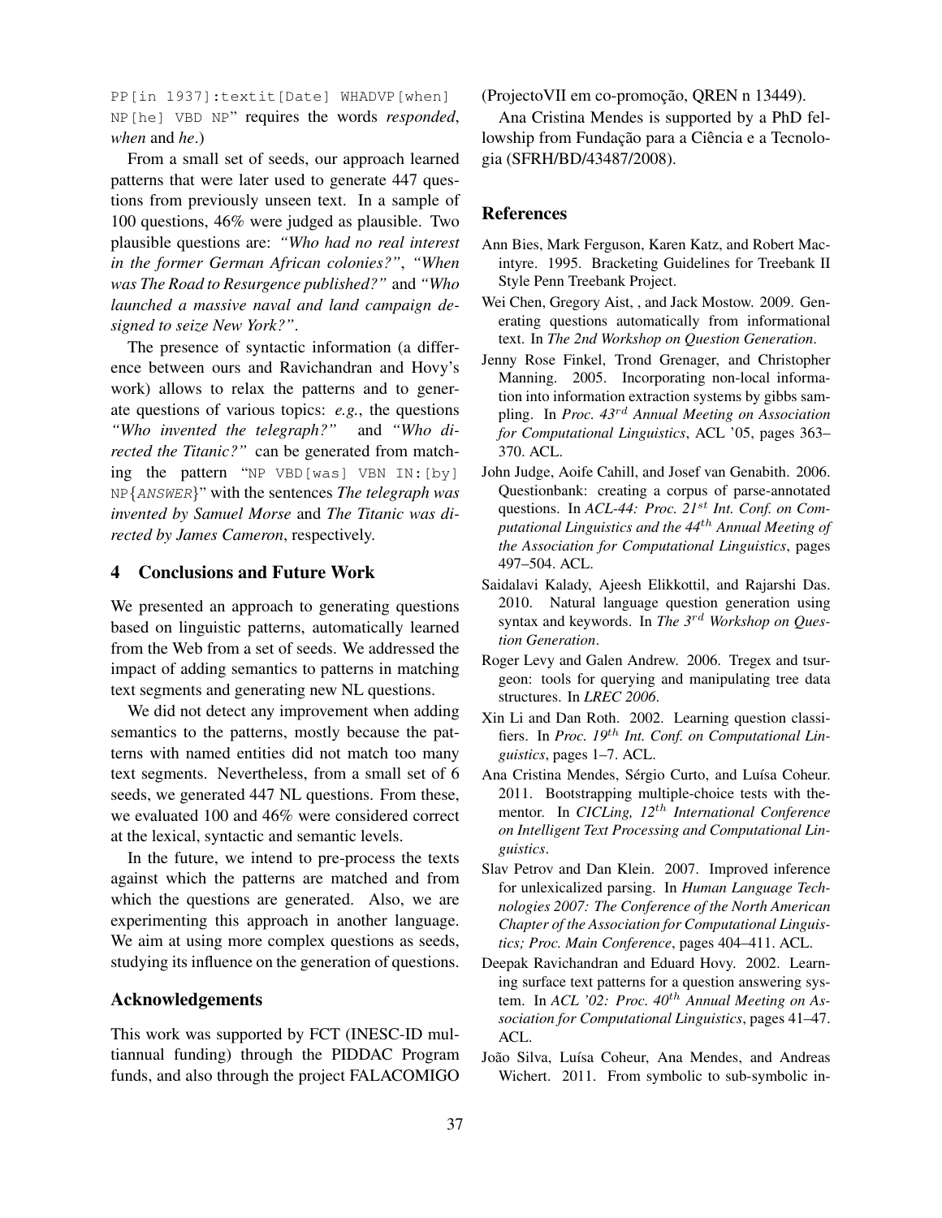PP[in 1937]:textit[Date] WHADVP[when] NP[he] VBD NP" requires the words *responded*, *when* and *he*.)

From a small set of seeds, our approach learned patterns that were later used to generate 447 questions from previously unseen text. In a sample of 100 questions, 46% were judged as plausible. Two plausible questions are: *"Who had no real interest in the former German African colonies?"*, *"When was The Road to Resurgence published?"* and *"Who launched a massive naval and land campaign designed to seize New York?"*.

The presence of syntactic information (a difference between ours and Ravichandran and Hovy's work) allows to relax the patterns and to generate questions of various topics: *e.g.*, the questions *"Who invented the telegraph?"* and *"Who directed the Titanic?"* can be generated from matching the pattern "NP VBD[was] VBN IN:[by] NP{*ANSWER*}" with the sentences *The telegraph was invented by Samuel Morse* and *The Titanic was directed by James Cameron*, respectively.

## 4 Conclusions and Future Work

We presented an approach to generating questions based on linguistic patterns, automatically learned from the Web from a set of seeds. We addressed the impact of adding semantics to patterns in matching text segments and generating new NL questions.

We did not detect any improvement when adding semantics to the patterns, mostly because the patterns with named entities did not match too many text segments. Nevertheless, from a small set of 6 seeds, we generated 447 NL questions. From these, we evaluated 100 and 46% were considered correct at the lexical, syntactic and semantic levels.

In the future, we intend to pre-process the texts against which the patterns are matched and from which the questions are generated. Also, we are experimenting this approach in another language. We aim at using more complex questions as seeds, studying its influence on the generation of questions.

## Acknowledgements

This work was supported by FCT (INESC-ID multiannual funding) through the PIDDAC Program funds, and also through the project FALACOMIGO (ProjectoVII em co-promoção, QREN n 13449).

Ana Cristina Mendes is supported by a PhD fellowship from Fundação para a Ciência e a Tecnologia (SFRH/BD/43487/2008).

## References

Ann Bies, Mark Ferguson, Karen Katz, and Robert Macintyre. 1995. Bracketing Guidelines for Treebank II Style Penn Treebank Project.

Wei Chen, Gregory Aist, , and Jack Mostow. 2009. Generating questions automatically from informational text. In *The 2nd Workshop on Question Generation*.

Jenny Rose Finkel, Trond Grenager, and Christopher Manning. 2005. Incorporating non-local information into information extraction systems by gibbs sampling. In *Proc. 43rd Annual Meeting on Association for Computational Linguistics*, ACL '05, pages 363–370. ACL.

John Judge, Aoife Cahill, and Josef van Genabith. 2006. Questionbank: creating a corpus of parse-annotated questions. In *ACL-44: Proc. 21st Int. Conf. on Computational Linguistics and the 44th Annual Meeting of the Association for Computational Linguistics*, pages 497–504. ACL.

Saidalavi Kalady, Ajeesh Elikkottil, and Rajarshi Das. 2010. Natural language question generation using syntax and keywords. In *The 3rd Workshop on Question Generation*.

Roger Levy and Galen Andrew. 2006. Tregex and tsurgeon: tools for querying and manipulating tree data structures. In *LREC 2006*.

Xin Li and Dan Roth. 2002. Learning question classifiers. In *Proc. 19th Int. Conf. on Computational Linguistics*, pages 1–7. ACL.

Ana Cristina Mendes, Sérgio Curto, and Luísa Coheur. 2011. Bootstrapping multiple-choice tests with thementor. In *CICLing, 12th International Conference on Intelligent Text Processing and Computational Linguistics*.

Slav Petrov and Dan Klein. 2007. Improved inference for unlexicalized parsing. In *Human Language Technologies 2007: The Conference of the North American Chapter of the Association for Computational Linguistics; Proc. Main Conference*, pages 404–411. ACL.

Deepak Ravichandran and Eduard Hovy. 2002. Learning surface text patterns for a question answering system. In *ACL '02: Proc. 40th Annual Meeting on Association for Computational Linguistics*, pages 41–47. ACL.

João Silva, Luísa Coheur, Ana Mendes, and Andreas Wichert. 2011. From symbolic to sub-symbolic in-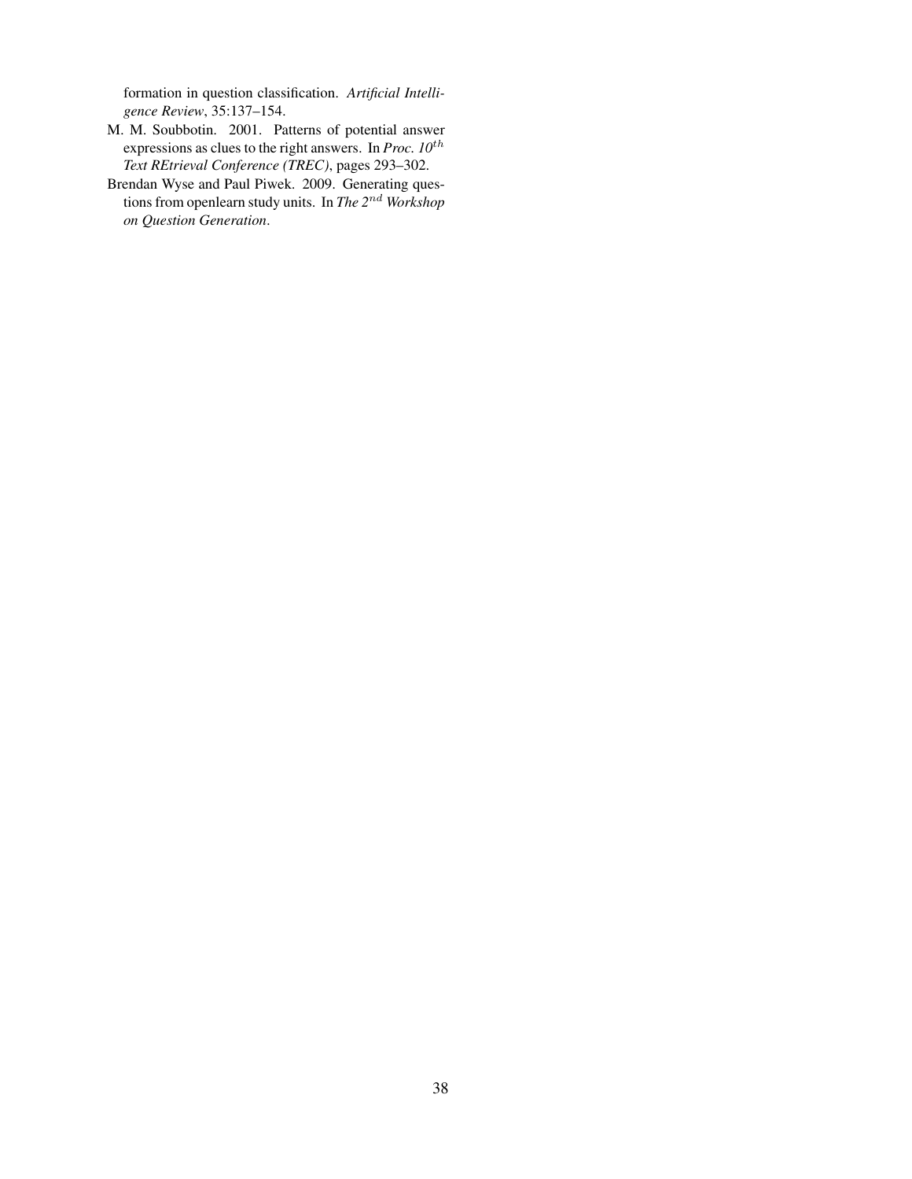formation in question classification. *Artificial Intelligence Review*, 35:137–154.

M. M. Soubbotin. 2001. Patterns of potential answer expressions as clues to the right answers. In *Proc. 10$^{th}$ Text REtrieval Conference (TREC)*, pages 293–302.

Brendan Wyse and Paul Piwek. 2009. Generating questions from openlearn study units. In *The 2$^{nd}$ Workshop on Question Generation*.